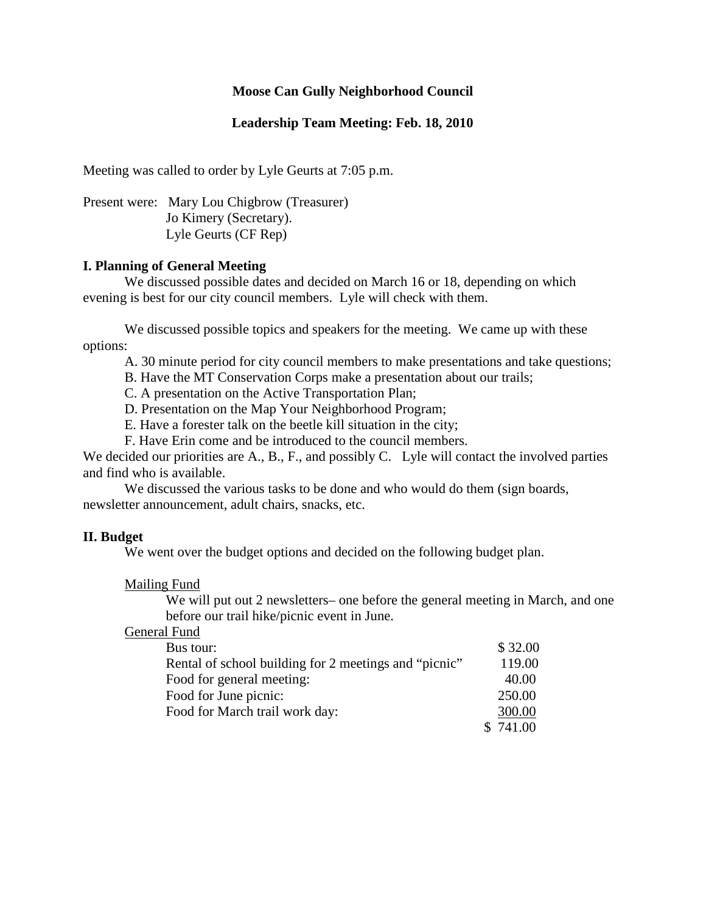# Moose Can Gully Neighborhood Council

## Leadership Team Meeting: Feb. 18, 2010

Meeting was called to order by Lyle Geurts at 7:05 p.m.

Present were: Mary Lou Chigbrow (Treasurer)
Jo Kimery (Secretary).
Lyle Geurts (CF Rep)

### I. Planning of General Meeting

We discussed possible dates and decided on March 16 or 18, depending on which evening is best for our city council members. Lyle will check with them.

We discussed possible topics and speakers for the meeting. We came up with these options:

A. 30 minute period for city council members to make presentations and take questions;
B. Have the MT Conservation Corps make a presentation about our trails;
C. A presentation on the Active Transportation Plan;
D. Presentation on the Map Your Neighborhood Program;
E. Have a forester talk on the beetle kill situation in the city;
F. Have Erin come and be introduced to the council members.

We decided our priorities are A., B., F., and possibly C. Lyle will contact the involved parties and find who is available.

We discussed the various tasks to be done and who would do them (sign boards, newsletter announcement, adult chairs, snacks, etc.

### II. Budget

We went over the budget options and decided on the following budget plan.

<u>Mailing Fund</u>

We will put out 2 newsletters– one before the general meeting in March, and one before our trail hike/picnic event in June.

<u>General Fund</u>

| | |
|---|---|
| Bus tour: | $ 32.00 |
| Rental of school building for 2 meetings and "picnic" | 119.00 |
| Food for general meeting: | 40.00 |
| Food for June picnic: | 250.00 |
| Food for March trail work day: | <u>300.00</u> |
| | $ 741.00 |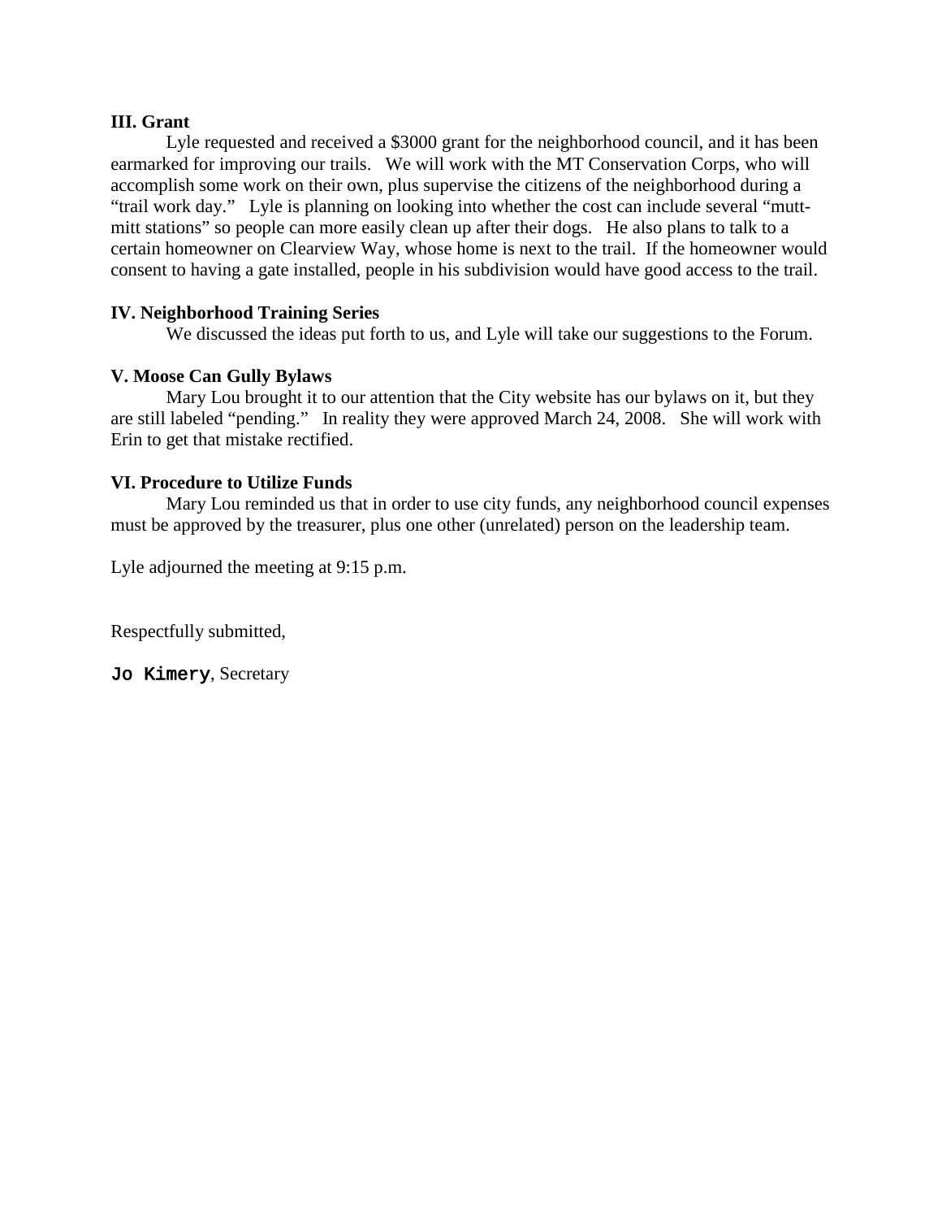**III. Grant**

Lyle requested and received a $3000 grant for the neighborhood council, and it has been earmarked for improving our trails. We will work with the MT Conservation Corps, who will accomplish some work on their own, plus supervise the citizens of the neighborhood during a "trail work day." Lyle is planning on looking into whether the cost can include several "mutt-mitt stations" so people can more easily clean up after their dogs. He also plans to talk to a certain homeowner on Clearview Way, whose home is next to the trail. If the homeowner would consent to having a gate installed, people in his subdivision would have good access to the trail.

**IV. Neighborhood Training Series**

We discussed the ideas put forth to us, and Lyle will take our suggestions to the Forum.

**V. Moose Can Gully Bylaws**

Mary Lou brought it to our attention that the City website has our bylaws on it, but they are still labeled "pending." In reality they were approved March 24, 2008. She will work with Erin to get that mistake rectified.

**VI. Procedure to Utilize Funds**

Mary Lou reminded us that in order to use city funds, any neighborhood council expenses must be approved by the treasurer, plus one other (unrelated) person on the leadership team.

Lyle adjourned the meeting at 9:15 p.m.

Respectfully submitted,

Jo Kimery, Secretary